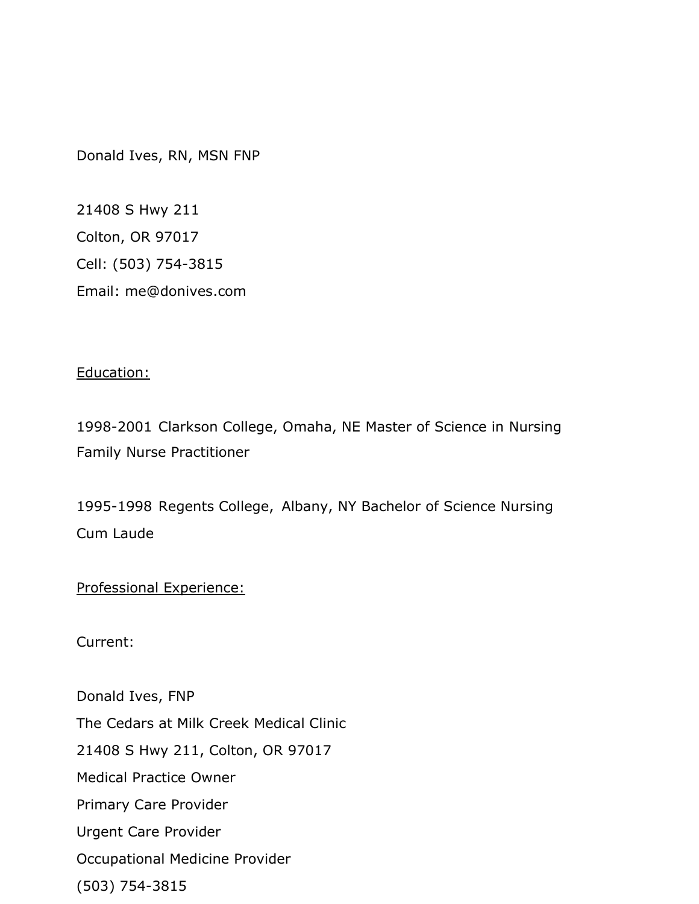Donald Ives, RN, MSN FNP

21408 S Hwy 211
Colton, OR 97017
Cell: (503) 754-3815
Email: me@donives.com

<u>Education:</u>

1998-2001 Clarkson College, Omaha, NE Master of Science in Nursing Family Nurse Practitioner

1995-1998 Regents College, Albany, NY Bachelor of Science Nursing Cum Laude

<u>Professional Experience:</u>

Current:

Donald Ives, FNP
The Cedars at Milk Creek Medical Clinic
21408 S Hwy 211, Colton, OR 97017
Medical Practice Owner
Primary Care Provider
Urgent Care Provider
Occupational Medicine Provider
(503) 754-3815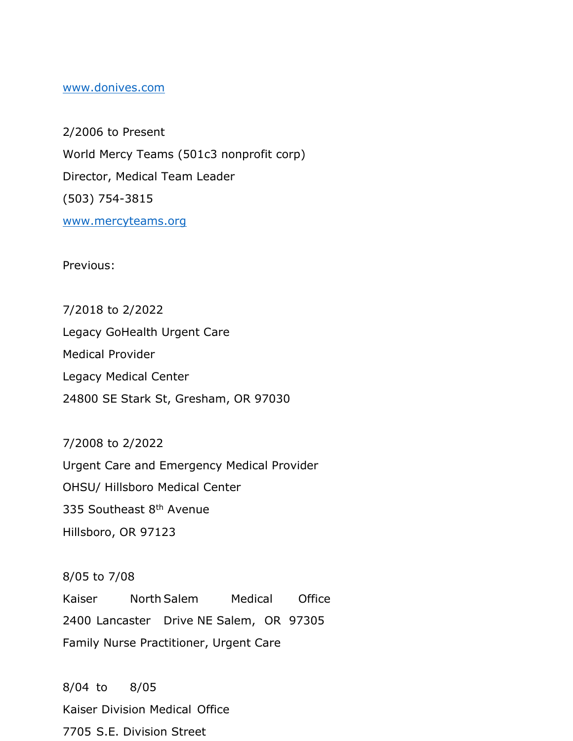www.donives.com

2/2006 to Present
World Mercy Teams (501c3 nonprofit corp)
Director, Medical Team Leader
(503) 754-3815
www.mercyteams.org

Previous:

7/2018 to 2/2022
Legacy GoHealth Urgent Care
Medical Provider
Legacy Medical Center
24800 SE Stark St, Gresham, OR 97030

7/2008 to 2/2022
Urgent Care and Emergency Medical Provider
OHSU/ Hillsboro Medical Center
335 Southeast 8th Avenue
Hillsboro, OR 97123

8/05 to 7/08
Kaiser North Salem Medical Office
2400 Lancaster Drive NE Salem, OR 97305
Family Nurse Practitioner, Urgent Care

8/04 to 8/05
Kaiser Division Medical Office
7705 S.E. Division Street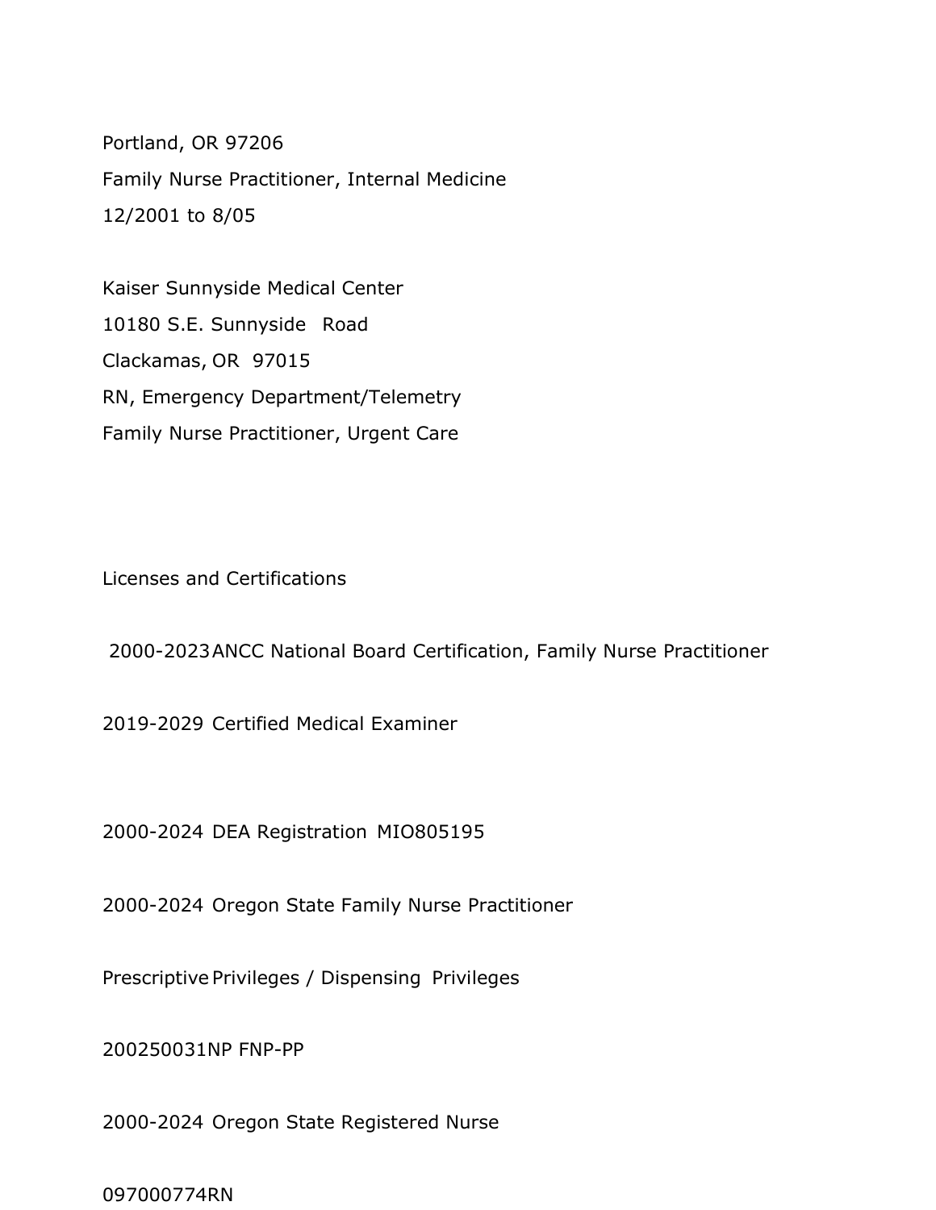Portland, OR 97206

Family Nurse Practitioner, Internal Medicine

12/2001 to 8/05

Kaiser Sunnyside Medical Center

10180 S.E. Sunnyside Road

Clackamas, OR 97015

RN, Emergency Department/Telemetry

Family Nurse Practitioner, Urgent Care

## Licenses and Certifications

2000-2023 ANCC National Board Certification, Family Nurse Practitioner

2019-2029 Certified Medical Examiner

2000-2024 DEA Registration MIO805195

2000-2024 Oregon State Family Nurse Practitioner

Prescriptive Privileges / Dispensing Privileges

200250031NP FNP-PP

2000-2024 Oregon State Registered Nurse

097000774RN